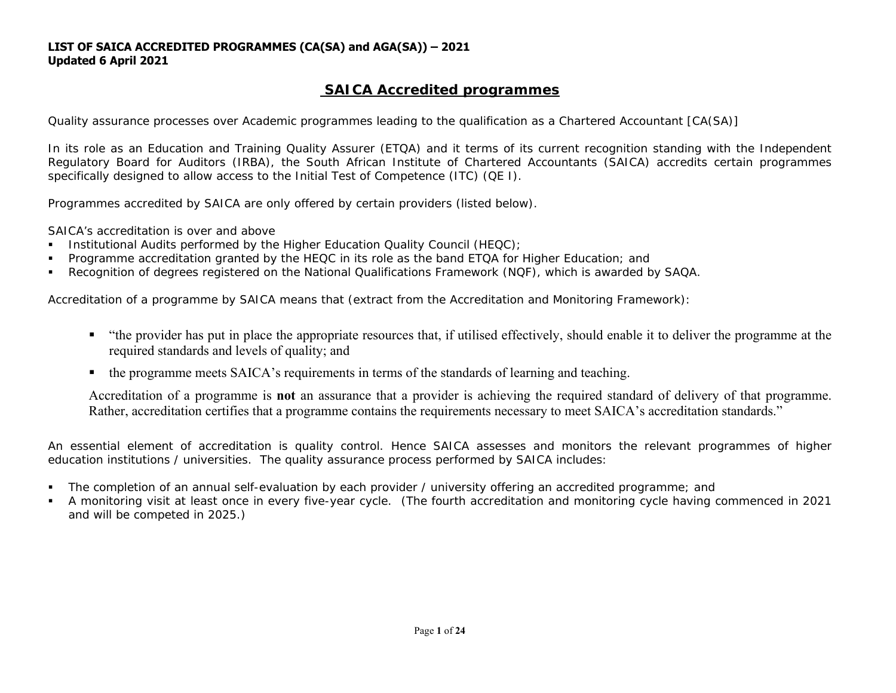**LIST OF SAICA ACCREDITED PROGRAMMES (CA(SA) and AGA(SA)) – 2021**
**Updated 6 April 2021**

# SAICA Accredited programmes

Quality assurance processes over Academic programmes leading to the qualification as a Chartered Accountant [CA(SA)]

In its role as an Education and Training Quality Assurer (ETQA) and it terms of its current recognition standing with the Independent Regulatory Board for Auditors (IRBA), the South African Institute of Chartered Accountants (SAICA) accredits certain programmes specifically designed to allow access to the Initial Test of Competence (ITC) (QE I).

Programmes accredited by SAICA are only offered by certain providers (listed below).

SAICA's accreditation is over and above

- Institutional Audits performed by the Higher Education Quality Council (HEQC);
- Programme accreditation granted by the HEQC in its role as the band ETQA for Higher Education; and
- Recognition of degrees registered on the National Qualifications Framework (NQF), which is awarded by SAQA.

Accreditation of a programme by SAICA means that (extract from the Accreditation and Monitoring Framework):

- "the provider has put in place the appropriate resources that, if utilised effectively, should enable it to deliver the programme at the required standards and levels of quality; and
- the programme meets SAICA's requirements in terms of the standards of learning and teaching.

  Accreditation of a programme is **not** an assurance that a provider is achieving the required standard of delivery of that programme. Rather, accreditation certifies that a programme contains the requirements necessary to meet SAICA's accreditation standards."

An essential element of accreditation is quality control. Hence SAICA assesses and monitors the relevant programmes of higher education institutions / universities. The quality assurance process performed by SAICA includes:

- The completion of an annual self-evaluation by each provider / university offering an accredited programme; and
- A monitoring visit at least once in every five-year cycle. (The fourth accreditation and monitoring cycle having commenced in 2021 and will be competed in 2025.)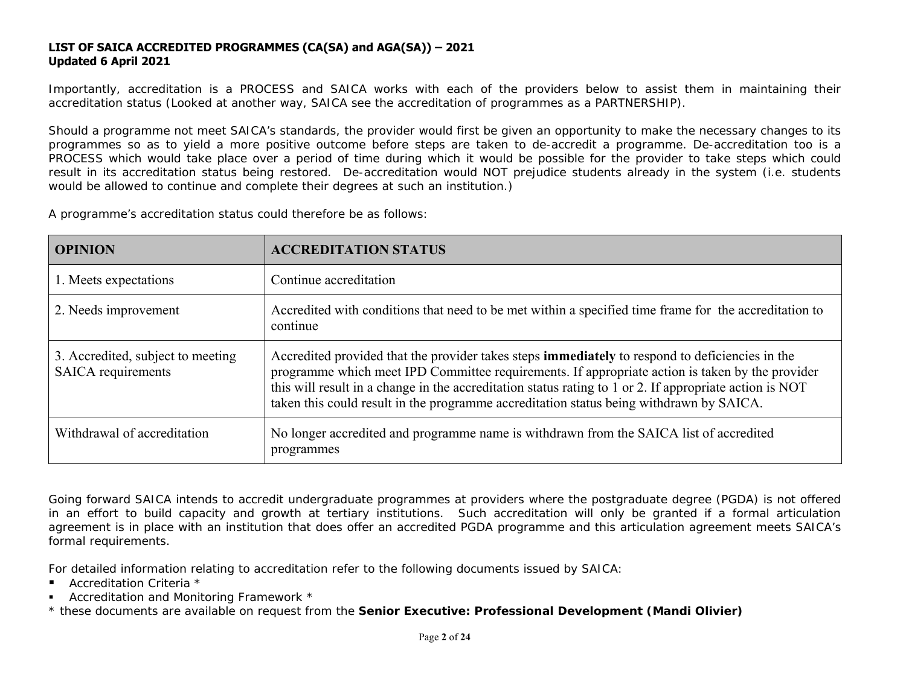**LIST OF SAICA ACCREDITED PROGRAMMES (CA(SA) and AGA(SA)) – 2021**
**Updated 6 April 2021**

Importantly, accreditation is a PROCESS and SAICA works with each of the providers below to assist them in maintaining their accreditation status (Looked at another way, SAICA see the accreditation of programmes as a PARTNERSHIP).

Should a programme not meet SAICA's standards, the provider would first be given an opportunity to make the necessary changes to its programmes so as to yield a more positive outcome before steps are taken to de-accredit a programme. De-accreditation too is a PROCESS which would take place over a period of time during which it would be possible for the provider to take steps which could result in its accreditation status being restored. De-accreditation would NOT prejudice students already in the system (i.e. students would be allowed to continue and complete their degrees at such an institution.)

A programme's accreditation status could therefore be as follows:

| OPINION | ACCREDITATION STATUS |
|---|---|
| 1. Meets expectations | Continue accreditation |
| 2. Needs improvement | Accredited with conditions that need to be met within a specified time frame for the accreditation to continue |
| 3. Accredited, subject to meeting SAICA requirements | Accredited provided that the provider takes steps **immediately** to respond to deficiencies in the programme which meet IPD Committee requirements. If appropriate action is taken by the provider this will result in a change in the accreditation status rating to 1 or 2. If appropriate action is NOT taken this could result in the programme accreditation status being withdrawn by SAICA. |
| Withdrawal of accreditation | No longer accredited and programme name is withdrawn from the SAICA list of accredited programmes |

Going forward SAICA intends to accredit undergraduate programmes at providers where the postgraduate degree (PGDA) is not offered in an effort to build capacity and growth at tertiary institutions. Such accreditation will only be granted if a formal articulation agreement is in place with an institution that does offer an accredited PGDA programme and this articulation agreement meets SAICA's formal requirements.

For detailed information relating to accreditation refer to the following documents issued by SAICA:

- Accreditation Criteria *
- Accreditation and Monitoring Framework *

* these documents are available on request from the **Senior Executive: Professional Development (Mandi Olivier)**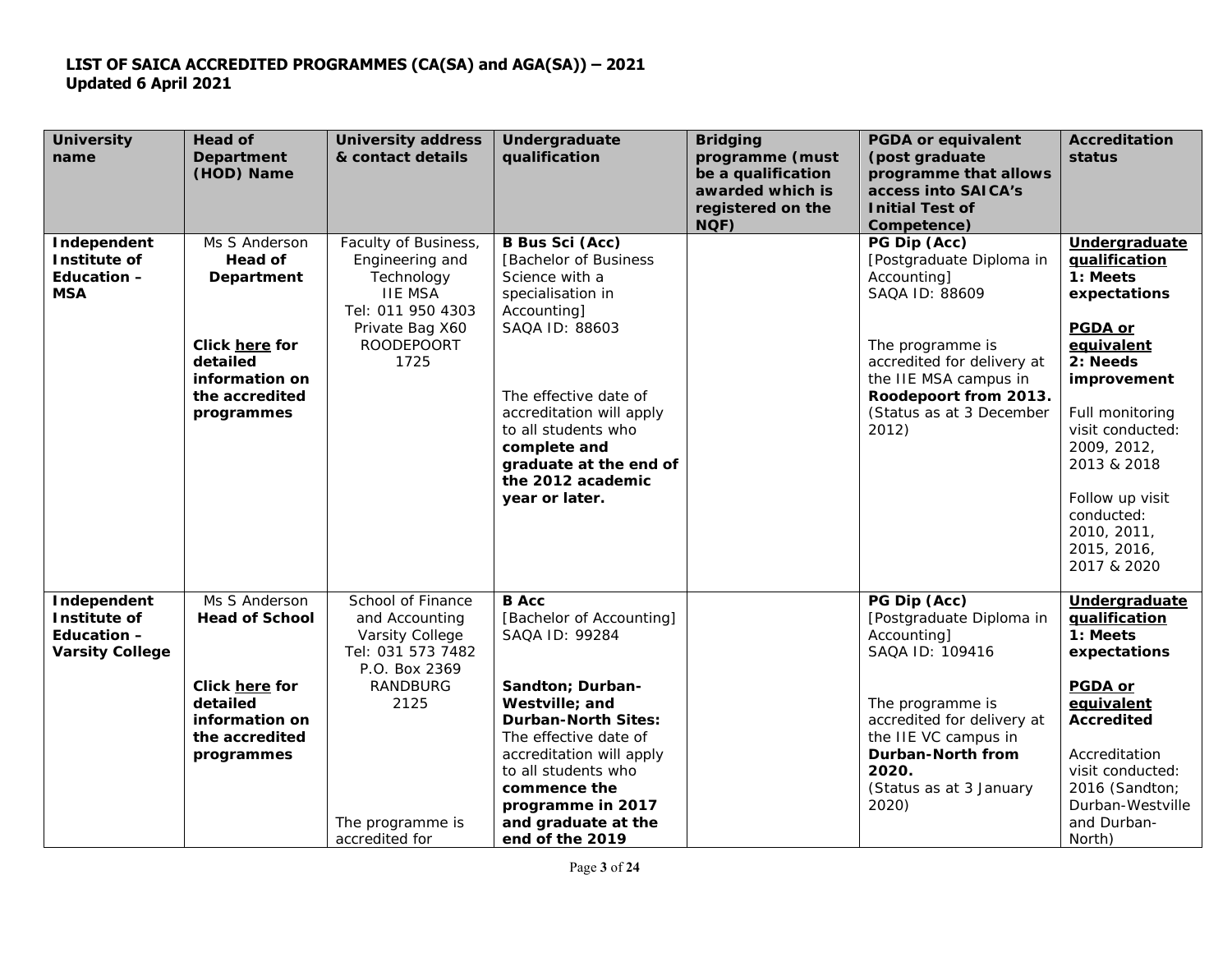**LIST OF SAICA ACCREDITED PROGRAMMES (CA(SA) and AGA(SA)) – 2021**
**Updated 6 April 2021**

| University name | Head of Department (HOD) Name | University address & contact details | Undergraduate qualification | Bridging programme (must be a qualification awarded which is registered on the NQF) | PGDA or equivalent (post graduate programme that allows access into SAICA's Initial Test of Competence) | Accreditation status |
|---|---|---|---|---|---|---|
| **Independent Institute of Education – MSA** | Ms S Anderson<br>**Head of Department**<br><br>**Click here for detailed information on the accredited programmes** | Faculty of Business, Engineering and Technology<br>IIE MSA<br>Tel: 011 950 4303<br>Private Bag X60<br>ROODEPOORT<br>1725 | **B Bus Sci (Acc)**<br>[Bachelor of Business Science with a specialisation in Accounting]<br>SAQA ID: 88603<br><br>The effective date of accreditation will apply to all students who **complete and graduate at the end of the 2012 academic year or later.** | | **PG Dip (Acc)**<br>[Postgraduate Diploma in Accounting]<br>SAQA ID: 88609<br><br>The programme is accredited for delivery at the IIE MSA campus in **Roodepoort from 2013.**<br>(Status as at 3 December 2012) | **Undergraduate qualification**<br>**1: Meets expectations**<br><br>**PGDA or equivalent**<br>**2: Needs improvement**<br><br>Full monitoring visit conducted: 2009, 2012, 2013 & 2018<br><br>Follow up visit conducted: 2010, 2011, 2015, 2016, 2017 & 2020 |
| **Independent Institute of Education – Varsity College** | Ms S Anderson<br>**Head of School**<br><br>**Click here for detailed information on the accredited programmes** | School of Finance and Accounting<br>Varsity College<br>Tel: 031 573 7482<br>P.O. Box 2369<br>RANDBURG<br>2125<br><br>The programme is accredited for | **B Acc**<br>[Bachelor of Accounting]<br>SAQA ID: 99284<br><br>**Sandton; Durban-Westville; and Durban-North Sites:**<br>The effective date of accreditation will apply to all students who **commence the programme in 2017 and graduate at the end of the 2019** | | **PG Dip (Acc)**<br>[Postgraduate Diploma in Accounting]<br>SAQA ID: 109416<br><br>The programme is accredited for delivery at the IIE VC campus in **Durban-North from 2020.**<br>(Status as at 3 January 2020) | **Undergraduate qualification**<br>**1: Meets expectations**<br><br>**PGDA or equivalent**<br>**Accredited**<br><br>Accreditation visit conducted: 2016 (Sandton; Durban-Westville and Durban-North) |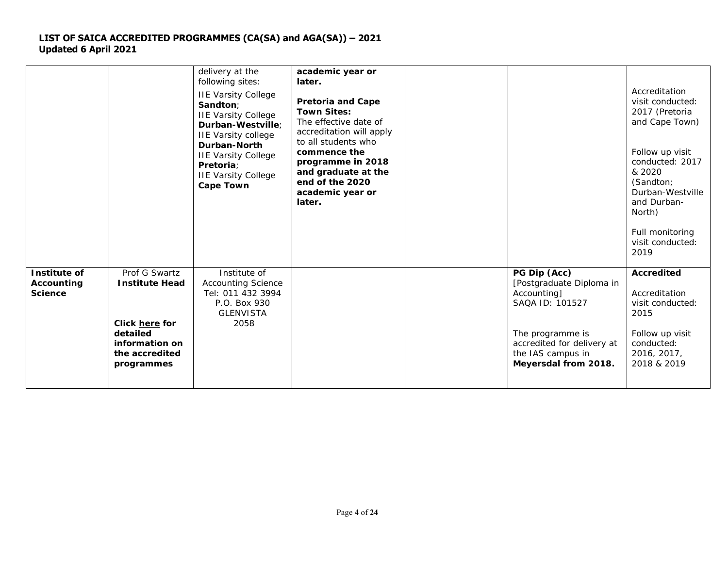# LIST OF SAICA ACCREDITED PROGRAMMES (CA(SA) and AGA(SA)) – 2021
**Updated 6 April 2021**

| | | | | | | |
|---|---|---|---|---|---|---|
| | | delivery at the following sites:<br>IIE Varsity College **Sandton**;<br>IIE Varsity College **Durban-Westville**;<br>IIE Varsity college **Durban-North**<br>IIE Varsity College **Pretoria**;<br>IIE Varsity College **Cape Town** | **academic year or later.**<br><br>**Pretoria and Cape Town Sites:**<br>The effective date of accreditation will apply to all students who **commence the programme in 2018 and graduate at the end of the 2020 academic year or later.** | | | Accreditation visit conducted: 2017 (Pretoria and Cape Town)<br><br>Follow up visit conducted: 2017 & 2020 (Sandton; Durban-Westville and Durban-North)<br><br>Full monitoring visit conducted: 2019 |
| **Institute of Accounting Science** | Prof G Swartz<br>**Institute Head**<br><br>**Click here for detailed information on the accredited programmes** | Institute of Accounting Science<br>Tel: 011 432 3994<br>P.O. Box 930<br>GLENVISTA<br>2058 | | | **PG Dip (Acc)**<br>[Postgraduate Diploma in Accounting]<br>SAQA ID: 101527<br><br>The programme is accredited for delivery at the IAS campus in **Meyersdal from 2018.** | **Accredited**<br><br>Accreditation visit conducted: 2015<br><br>Follow up visit conducted: 2016, 2017, 2018 & 2019 |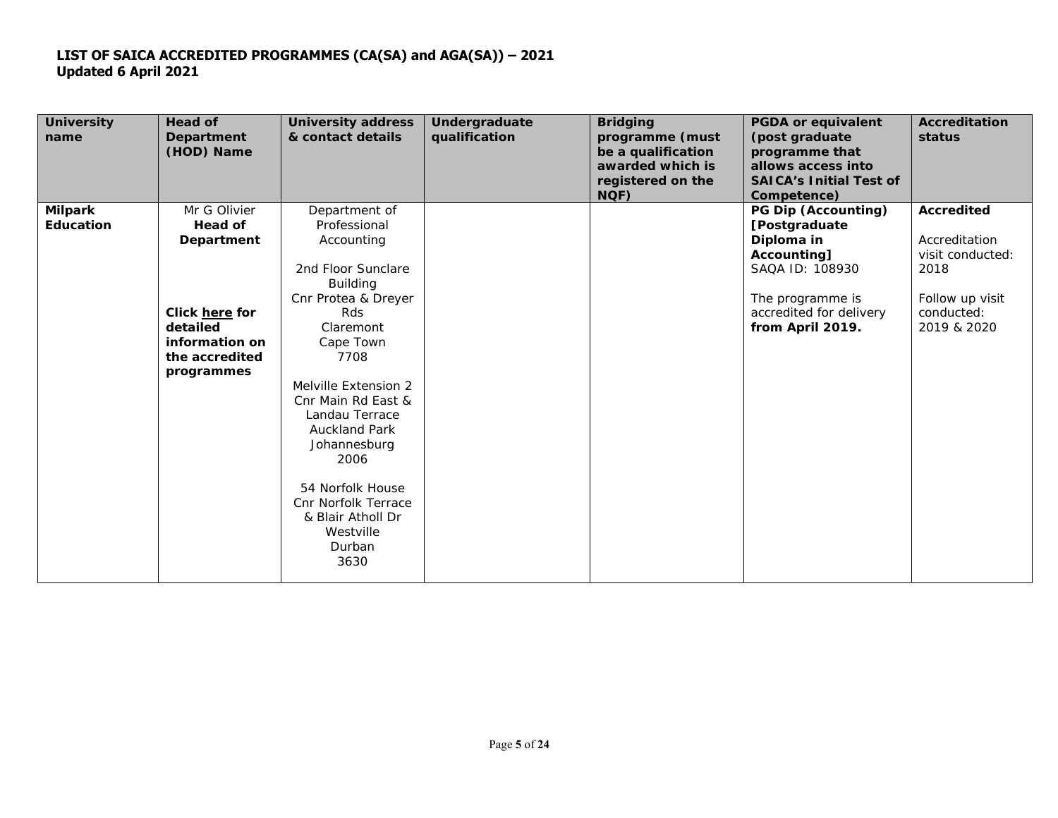**LIST OF SAICA ACCREDITED PROGRAMMES (CA(SA) and AGA(SA)) – 2021**
**Updated 6 April 2021**

| University name | Head of Department (HOD) Name | University address & contact details | Undergraduate qualification | Bridging programme (must be a qualification awarded which is registered on the NQF) | PGDA or equivalent (post graduate programme that allows access into SAICA's Initial Test of Competence) | Accreditation status |
|---|---|---|---|---|---|---|
| **Milpark Education** | Mr G Olivier<br>**Head of Department**<br><br>**Click here for detailed information on the accredited programmes** | Department of Professional Accounting<br><br>2nd Floor Sunclare Building<br>Cnr Protea & Dreyer Rds<br>Claremont<br>Cape Town<br>7708<br><br>Melville Extension 2<br>Cnr Main Rd East & Landau Terrace<br>Auckland Park<br>Johannesburg<br>2006<br><br>54 Norfolk House<br>Cnr Norfolk Terrace & Blair Atholl Dr<br>Westville<br>Durban<br>3630 | | | **PG Dip (Accounting) [Postgraduate Diploma in Accounting]**<br>SAQA ID: 108930<br><br>The programme is accredited for delivery **from April 2019.** | **Accredited**<br><br>Accreditation visit conducted: 2018<br><br>Follow up visit conducted: 2019 & 2020 |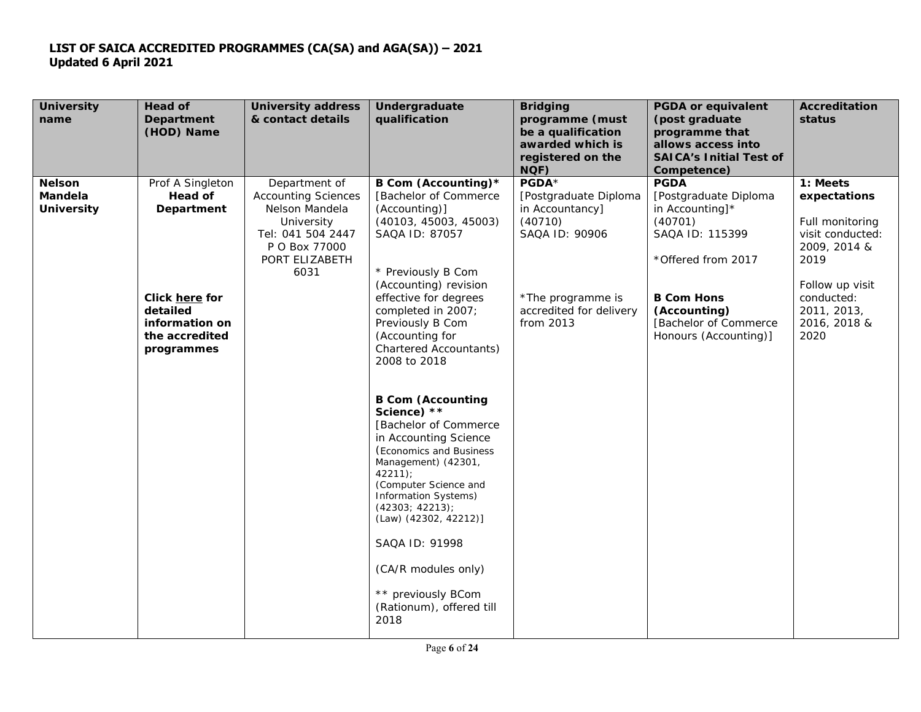**LIST OF SAICA ACCREDITED PROGRAMMES (CA(SA) and AGA(SA)) – 2021**
**Updated 6 April 2021**

| University name | Head of Department (HOD) Name | University address & contact details | Undergraduate qualification | Bridging programme (must be a qualification awarded which is registered on the NQF) | PGDA or equivalent (post graduate programme that allows access into SAICA's Initial Test of Competence) | Accreditation status |
|---|---|---|---|---|---|---|
| **Nelson Mandela University** | Prof A Singleton<br>**Head of Department**<br><br>**Click here for detailed information on the accredited programmes** | Department of Accounting Sciences<br>Nelson Mandela University<br>Tel: 041 504 2447<br>P O Box 77000<br>PORT ELIZABETH<br>6031 | **B Com (Accounting)\***<br>[Bachelor of Commerce (Accounting)]<br>(40103, 45003, 45003)<br>SAQA ID: 87057<br><br>\* Previously B Com (Accounting) revision effective for degrees completed in 2007; Previously B Com (Accounting for Chartered Accountants) 2008 to 2018<br><br>**B Com (Accounting Science) \*\***<br>[Bachelor of Commerce in Accounting Science (Economics and Business Management) (42301, 42211); (Computer Science and Information Systems) (42303; 42213); (Law) (42302, 42212)]<br><br>SAQA ID: 91998<br><br>(CA/R modules only)<br><br>\*\* previously BCom (Rationum), offered till 2018 | **PGDA**\*<br>[Postgraduate Diploma in Accountancy]<br>(40710)<br>SAQA ID: 90906<br><br>\*The programme is accredited for delivery from 2013 | **PGDA**<br>[Postgraduate Diploma in Accounting]\*<br>(40701)<br>SAQA ID: 115399<br><br>\*Offered from 2017<br><br>**B Com Hons (Accounting)**<br>[Bachelor of Commerce Honours (Accounting)] | **1: Meets expectations**<br><br>Full monitoring visit conducted: 2009, 2014 & 2019<br><br>Follow up visit conducted: 2011, 2013, 2016, 2018 & 2020 |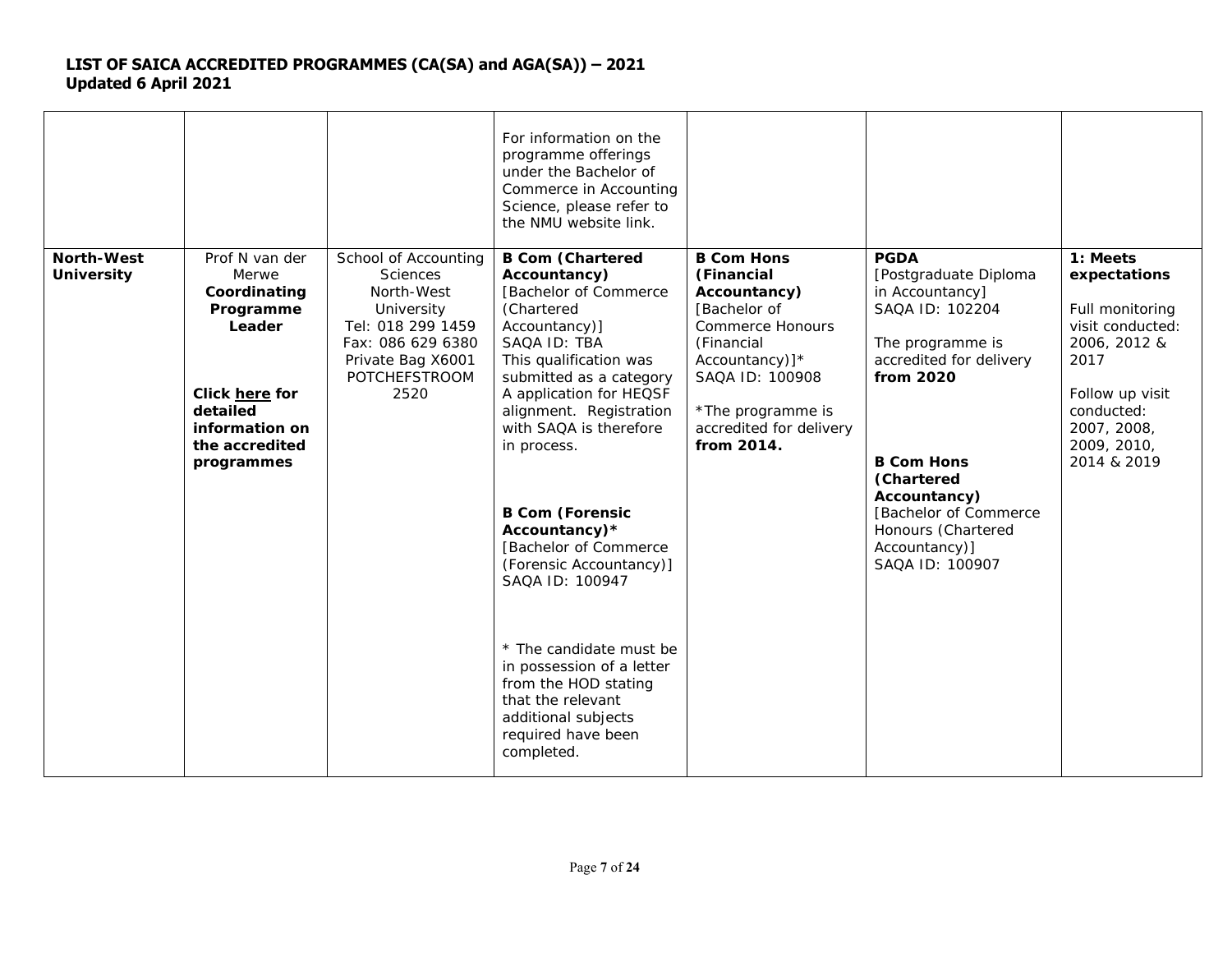# LIST OF SAICA ACCREDITED PROGRAMMES (CA(SA) and AGA(SA)) – 2021
**Updated 6 April 2021**

| | | | | | | |
|---|---|---|---|---|---|---|
| | | | For information on the programme offerings under the Bachelor of Commerce in Accounting Science, please refer to the NMU website link. | | | |
| **North-West University** | Prof N van der Merwe<br>**Coordinating Programme Leader**<br><br>**Click here for detailed information on the accredited programmes** | School of Accounting Sciences<br>North-West University<br>Tel: 018 299 1459<br>Fax: 086 629 6380<br>Private Bag X6001<br>POTCHEFSTROOM<br>2520 | **B Com (Chartered Accountancy)**<br>[Bachelor of Commerce (Chartered Accountancy)]<br>SAQA ID: TBA<br>This qualification was submitted as a category A application for HEQSF alignment. Registration with SAQA is therefore in process.<br><br>**B Com (Forensic Accountancy)***<br>[Bachelor of Commerce (Forensic Accountancy)]<br>SAQA ID: 100947<br><br>* The candidate must be in possession of a letter from the HOD stating that the relevant additional subjects required have been completed. | **B Com Hons (Financial Accountancy)**<br>[Bachelor of Commerce Honours (Financial Accountancy)]*<br>SAQA ID: 100908<br><br>*The programme is accredited for delivery **from 2014.** | **PGDA**<br>[Postgraduate Diploma in Accountancy]<br>SAQA ID: 102204<br><br>The programme is accredited for delivery **from 2020**<br><br>**B Com Hons (Chartered Accountancy)**<br>[Bachelor of Commerce Honours (Chartered Accountancy)]<br>SAQA ID: 100907 | **1: Meets expectations**<br><br>Full monitoring visit conducted: 2006, 2012 & 2017<br><br>Follow up visit conducted: 2007, 2008, 2009, 2010, 2014 & 2019 |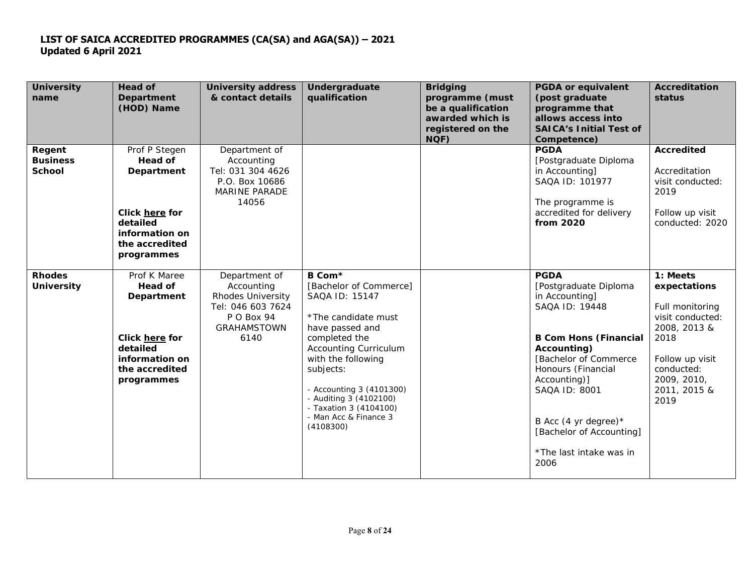**LIST OF SAICA ACCREDITED PROGRAMMES (CA(SA) and AGA(SA)) – 2021**
**Updated 6 April 2021**

| University name | Head of Department (HOD) Name | University address & contact details | Undergraduate qualification | Bridging programme (must be a qualification awarded which is registered on the NQF) | PGDA or equivalent (post graduate programme that allows access into SAICA's Initial Test of Competence) | Accreditation status |
|---|---|---|---|---|---|---|
| **Regent Business School** | Prof P Stegen<br>**Head of Department**<br><br>**Click here for detailed information on the accredited programmes** | Department of Accounting<br>Tel: 031 304 4626<br>P.O. Box 10686<br>MARINE PARADE<br>14056 | | | **PGDA**<br>[Postgraduate Diploma in Accounting]<br>SAQA ID: 101977<br><br>The programme is accredited for delivery **from 2020** | **Accredited**<br><br>Accreditation visit conducted: 2019<br><br>Follow up visit conducted: 2020 |
| **Rhodes University** | Prof K Maree<br>**Head of Department**<br><br>**Click here for detailed information on the accredited programmes** | Department of Accounting<br>Rhodes University<br>Tel: 046 603 7624<br>P O Box 94<br>GRAHAMSTOWN<br>6140 | **B Com***<br>[Bachelor of Commerce]<br>SAQA ID: 15147<br><br>*The candidate must have passed and completed the Accounting Curriculum with the following subjects:<br><br>- Accounting 3 (4101300)<br>- Auditing 3 (4102100)<br>- Taxation 3 (4104100)<br>- Man Acc & Finance 3 (4108300) | | **PGDA**<br>[Postgraduate Diploma in Accounting]<br>SAQA ID: 19448<br><br>**B Com Hons (Financial Accounting)**<br>[Bachelor of Commerce Honours (Financial Accounting)]<br>SAQA ID: 8001<br><br>B Acc (4 yr degree)*<br>[Bachelor of Accounting]<br><br>*The last intake was in 2006 | **1: Meets expectations**<br><br>Full monitoring visit conducted: 2008, 2013 & 2018<br><br>Follow up visit conducted: 2009, 2010, 2011, 2015 & 2019 |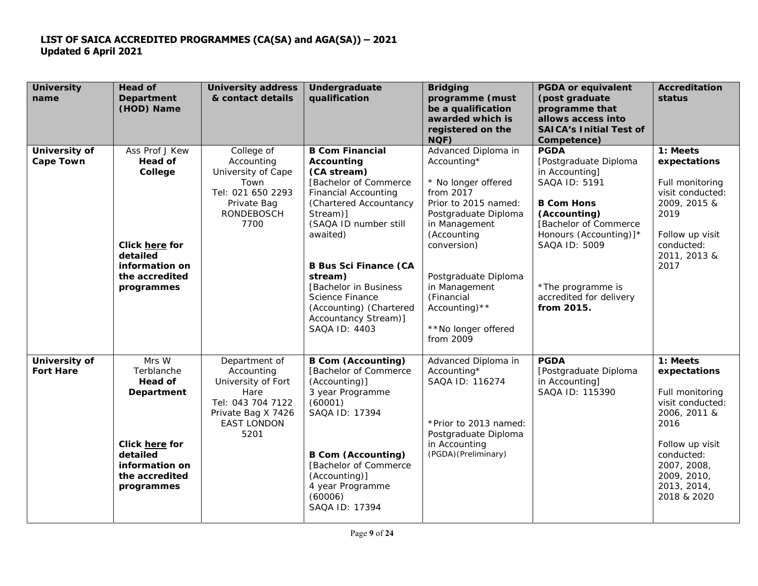**LIST OF SAICA ACCREDITED PROGRAMMES (CA(SA) and AGA(SA)) – 2021**
**Updated 6 April 2021**

| University name | Head of Department (HOD) Name | University address & contact details | Undergraduate qualification | Bridging programme (must be a qualification awarded which is registered on the NQF) | PGDA or equivalent (post graduate programme that allows access into SAICA's Initial Test of Competence) | Accreditation status |
|---|---|---|---|---|---|---|
| **University of Cape Town** | Ass Prof J Kew<br>**Head of College**<br><br>**Click here for detailed information on the accredited programmes** | College of Accounting<br>University of Cape Town<br>Tel: 021 650 2293<br>Private Bag<br>RONDEBOSCH<br>7700 | **B Com Financial Accounting (CA stream)**<br>[Bachelor of Commerce Financial Accounting (Chartered Accountancy Stream)]<br>(SAQA ID number still awaited)<br><br>**B Bus Sci Finance (CA stream)**<br>[Bachelor in Business Science Finance (Accounting) (Chartered Accountancy Stream)]<br>SAQA ID: 4403 | Advanced Diploma in Accounting*<br><br>* No longer offered from 2017<br>Prior to 2015 named: Postgraduate Diploma in Management (Accounting conversion)<br><br>Postgraduate Diploma in Management (Financial Accounting)**<br><br>**No longer offered from 2009 | **PGDA**<br>[Postgraduate Diploma in Accounting]<br>SAQA ID: 5191<br><br>**B Com Hons (Accounting)**<br>[Bachelor of Commerce Honours (Accounting)]*<br>SAQA ID: 5009<br><br>*The programme is accredited for delivery **from 2015.** | **1: Meets expectations**<br><br>Full monitoring visit conducted: 2009, 2015 & 2019<br><br>Follow up visit conducted: 2011, 2013 & 2017 |
| **University of Fort Hare** | Mrs W Terblanche<br>**Head of Department**<br><br>**Click here for detailed information on the accredited programmes** | Department of Accounting<br>University of Fort Hare<br>Tel: 043 704 7122<br>Private Bag X 7426<br>EAST LONDON<br>5201 | **B Com (Accounting)**<br>[Bachelor of Commerce (Accounting)]<br>3 year Programme (60001)<br>SAQA ID: 17394<br><br>**B Com (Accounting)**<br>[Bachelor of Commerce (Accounting)]<br>4 year Programme (60006)<br>SAQA ID: 17394 | Advanced Diploma in Accounting*<br>SAQA ID: 116274<br><br>*Prior to 2013 named: Postgraduate Diploma in Accounting (PGDA)(Preliminary) | **PGDA**<br>[Postgraduate Diploma in Accounting]<br>SAQA ID: 115390 | **1: Meets expectations**<br><br>Full monitoring visit conducted: 2006, 2011 & 2016<br><br>Follow up visit conducted: 2007, 2008, 2009, 2010, 2013, 2014, 2018 & 2020 |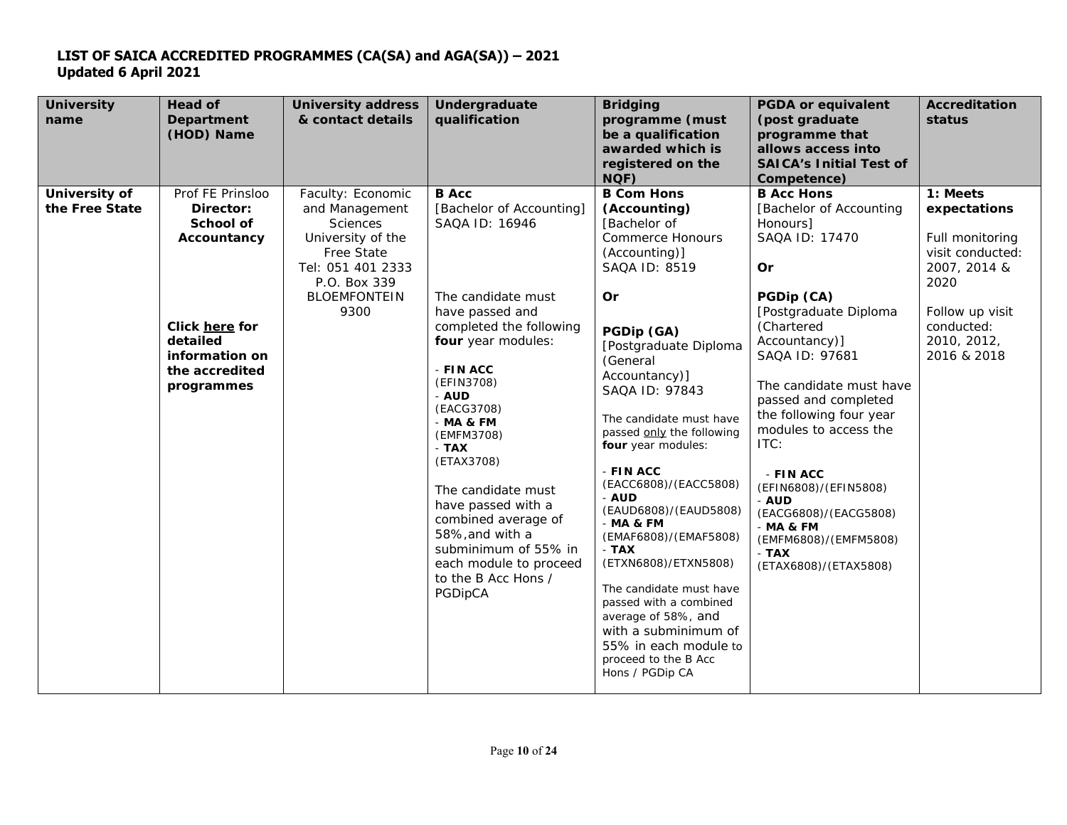**LIST OF SAICA ACCREDITED PROGRAMMES (CA(SA) and AGA(SA)) – 2021**
**Updated 6 April 2021**

| University name | Head of Department (HOD) Name | University address & contact details | Undergraduate qualification | Bridging programme (must be a qualification awarded which is registered on the NQF) | PGDA or equivalent (post graduate programme that allows access into SAICA's Initial Test of Competence) | Accreditation status |
|---|---|---|---|---|---|---|
| **University of the Free State** | Prof FE Prinsloo<br>**Director: School of Accountancy**<br><br>**Click here for detailed information on the accredited programmes** | Faculty: Economic and Management Sciences<br>University of the Free State<br>Tel: 051 401 2333<br>P.O. Box 339<br>BLOEMFONTEIN<br>9300 | **B Acc**<br>[Bachelor of Accounting]<br>SAQA ID: 16946<br><br>The candidate must have passed and completed the following **four** year modules:<br><br>- **FIN ACC** (EFIN3708)<br>- **AUD** (EACG3708)<br>- **MA & FM** (EMFM3708)<br>- **TAX** (ETAX3708)<br><br>The candidate must have passed with a combined average of 58%, and with a subminimum of 55% in each module to proceed to the B Acc Hons / PGDipCA | **B Com Hons (Accounting)**<br>[Bachelor of Commerce Honours (Accounting)]<br>SAQA ID: 8519<br><br>**Or**<br><br>**PGDip (GA)**<br>[Postgraduate Diploma (General Accountancy)]<br>SAQA ID: 97843<br><br>The candidate must have passed only the following **four** year modules:<br><br>- **FIN ACC** (EACC6808)/(EACC5808)<br>- **AUD** (EAUD6808)/(EAUD5808)<br>- **MA & FM** (EMAF6808)/(EMAF5808)<br>- **TAX** (ETXN6808)/ETXN5808)<br><br>The candidate must have passed with a combined average of 58%, and with a subminimum of 55% in each module to proceed to the B Acc Hons / PGDip CA | **B Acc Hons**<br>[Bachelor of Accounting Honours]<br>SAQA ID: 17470<br><br>**Or**<br><br>**PGDip (CA)**<br>[Postgraduate Diploma (Chartered Accountancy)]<br>SAQA ID: 97681<br><br>The candidate must have passed and completed the following four year modules to access the ITC:<br><br>- **FIN ACC** (EFIN6808)/(EFIN5808)<br>- **AUD** (EACG6808)/(EACG5808)<br>- **MA & FM** (EMFM6808)/(EMFM5808)<br>- **TAX** (ETAX6808)/(ETAX5808) | **1: Meets expectations**<br><br>Full monitoring visit conducted: 2007, 2014 & 2020<br><br>Follow up visit conducted: 2010, 2012, 2016 & 2018 |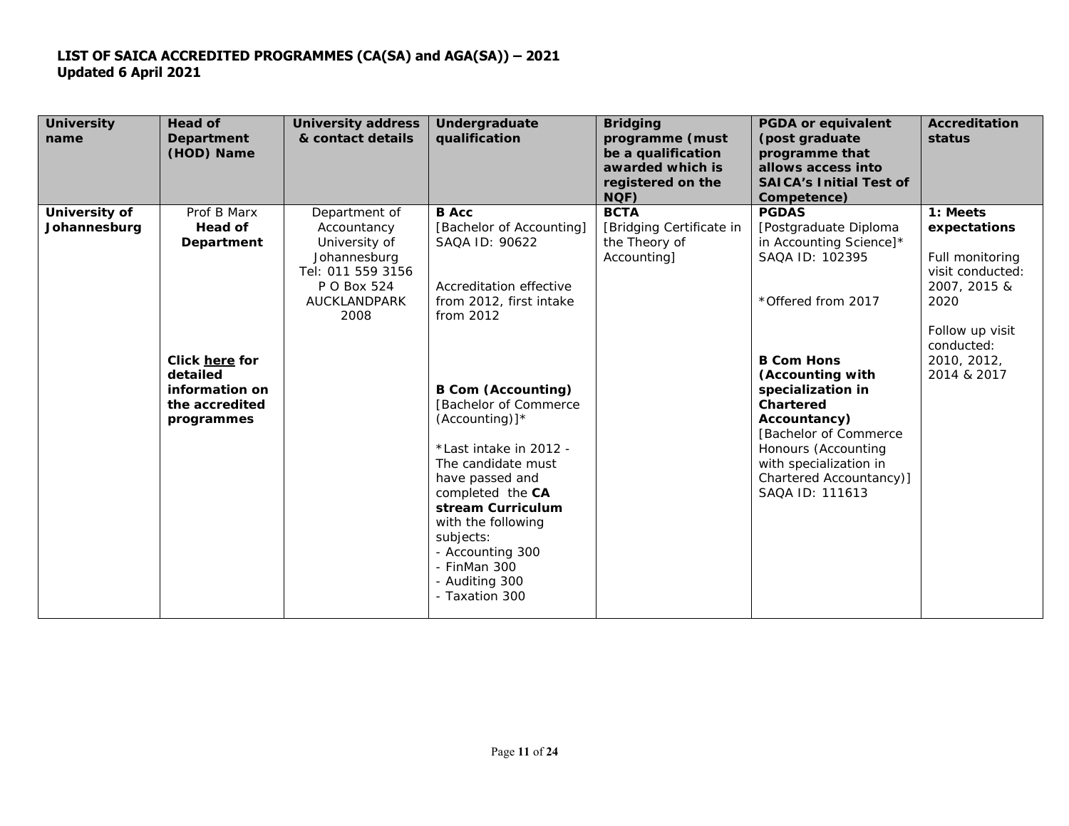**LIST OF SAICA ACCREDITED PROGRAMMES (CA(SA) and AGA(SA)) – 2021**
**Updated 6 April 2021**

| University name | Head of Department (HOD) Name | University address & contact details | Undergraduate qualification | Bridging programme (must be a qualification awarded which is registered on the NQF) | PGDA or equivalent (post graduate programme that allows access into SAICA's Initial Test of Competence) | Accreditation status |
|---|---|---|---|---|---|---|
| **University of Johannesburg** | Prof B Marx<br>**Head of Department**<br><br>**Click here for detailed information on the accredited programmes** | Department of Accountancy<br>University of Johannesburg<br>Tel: 011 559 3156<br>P O Box 524<br>AUCKLANDPARK<br>2008 | **B Acc**<br>[Bachelor of Accounting]<br>SAQA ID: 90622<br><br>Accreditation effective from 2012, first intake from 2012<br><br>**B Com (Accounting)**<br>[Bachelor of Commerce (Accounting)]*<br><br>*Last intake in 2012 - The candidate must have passed and completed the **CA stream Curriculum** with the following subjects:<br>- Accounting 300<br>- FinMan 300<br>- Auditing 300<br>- Taxation 300 | **BCTA**<br>[Bridging Certificate in the Theory of Accounting] | **PGDAS**<br>[Postgraduate Diploma in Accounting Science]*<br>SAQA ID: 102395<br><br>*Offered from 2017<br><br>**B Com Hons (Accounting with specialization in Chartered Accountancy)**<br>[Bachelor of Commerce Honours (Accounting with specialization in Chartered Accountancy)]<br>SAQA ID: 111613 | **1: Meets expectations**<br><br>Full monitoring visit conducted: 2007, 2015 & 2020<br><br>Follow up visit conducted: 2010, 2012, 2014 & 2017 |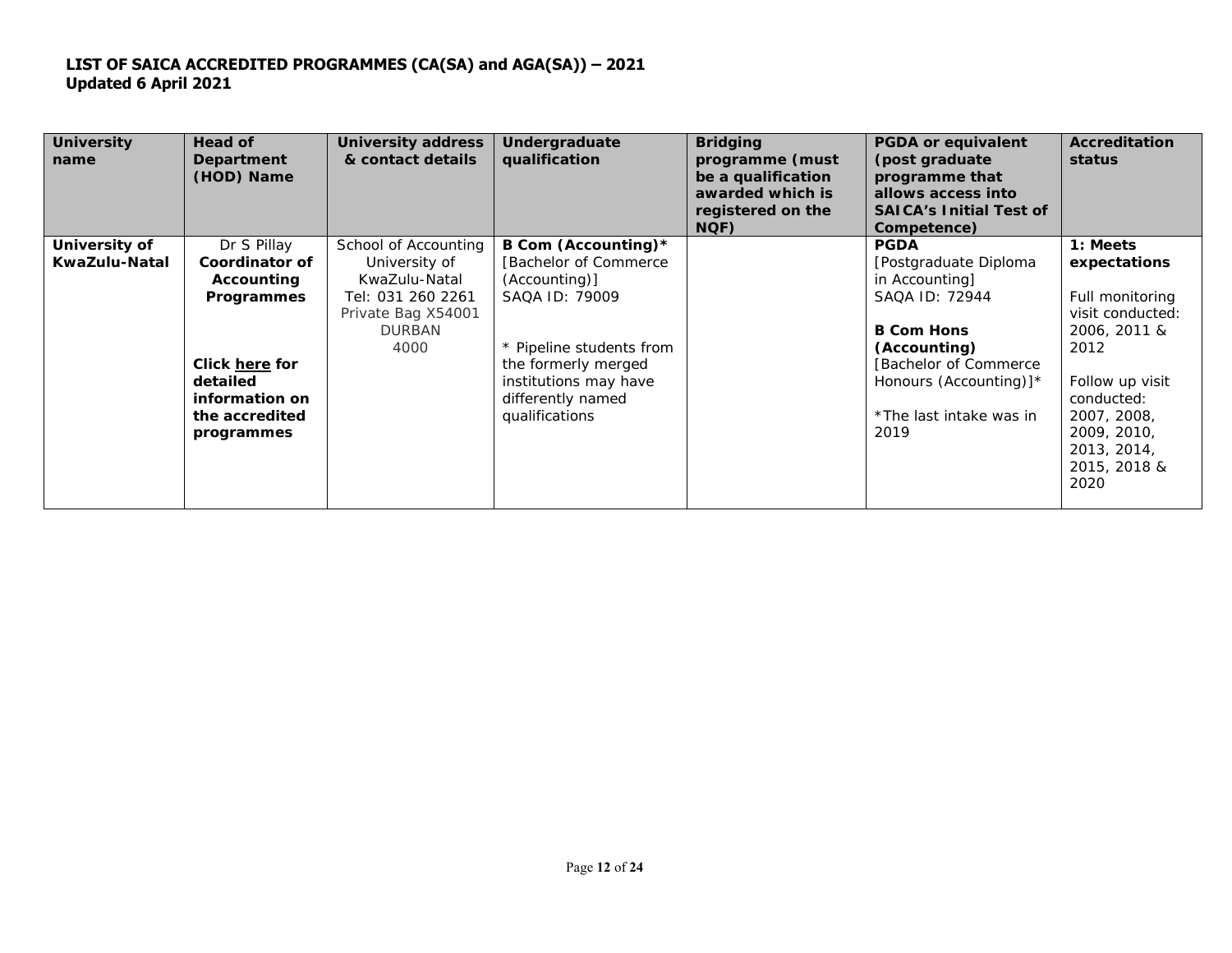**LIST OF SAICA ACCREDITED PROGRAMMES (CA(SA) and AGA(SA)) – 2021**
**Updated 6 April 2021**

| University name | Head of Department (HOD) Name | University address & contact details | Undergraduate qualification | Bridging programme (must be a qualification awarded which is registered on the NQF) | PGDA or equivalent (post graduate programme that allows access into SAICA's Initial Test of Competence) | Accreditation status |
|---|---|---|---|---|---|---|
| **University of KwaZulu-Natal** | Dr S Pillay<br>**Coordinator of Accounting Programmes**<br><br>**Click here for detailed information on the accredited programmes** | School of Accounting<br>University of KwaZulu-Natal<br>Tel: 031 260 2261<br>Private Bag X54001<br>DURBAN<br>4000 | **B Com (Accounting)***<br>[Bachelor of Commerce (Accounting)]<br>SAQA ID: 79009<br><br>* Pipeline students from the formerly merged institutions may have differently named qualifications | | **PGDA**<br>[Postgraduate Diploma in Accounting]<br>SAQA ID: 72944<br><br>**B Com Hons (Accounting)**<br>[Bachelor of Commerce Honours (Accounting)]*<br><br>*The last intake was in 2019 | **1: Meets expectations**<br><br>Full monitoring visit conducted: 2006, 2011 & 2012<br><br>Follow up visit conducted: 2007, 2008, 2009, 2010, 2013, 2014, 2015, 2018 & 2020 |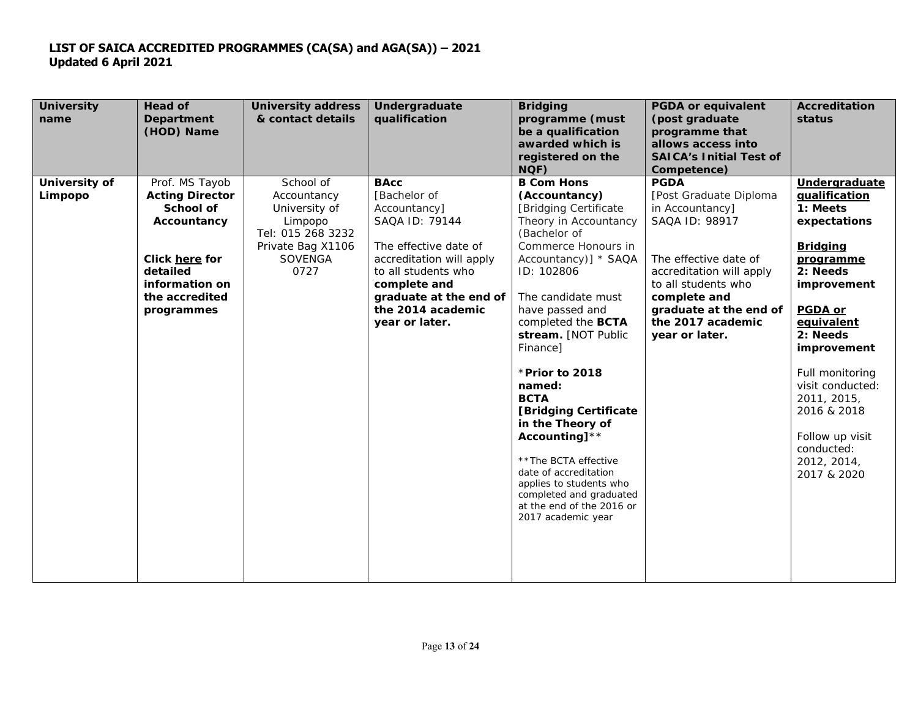**LIST OF SAICA ACCREDITED PROGRAMMES (CA(SA) and AGA(SA)) – 2021**
**Updated 6 April 2021**

| University name | Head of Department (HOD) Name | University address & contact details | Undergraduate qualification | Bridging programme (must be a qualification awarded which is registered on the NQF) | PGDA or equivalent (post graduate programme that allows access into SAICA's Initial Test of Competence) | Accreditation status |
|---|---|---|---|---|---|---|
| **University of Limpopo** | Prof. MS Tayob<br>**Acting Director School of Accountancy**<br><br>**Click here for detailed information on the accredited programmes** | School of Accountancy<br>University of Limpopo<br>Tel: 015 268 3232<br>Private Bag X1106<br>SOVENGA<br>0727 | **BAcc**<br>[Bachelor of Accountancy]<br>SAQA ID: 79144<br><br>The effective date of accreditation will apply to all students who **complete and graduate at the end of the 2014 academic year or later.** | **B Com Hons (Accountancy)**<br>[Bridging Certificate Theory in Accountancy (Bachelor of Commerce Honours in Accountancy)] * SAQA ID: 102806<br><br>The candidate must have passed and completed the **BCTA stream.** [NOT Public Finance]<br><br>***Prior to 2018 named: BCTA [Bridging Certificate in the Theory of Accounting]****<br><br>**The BCTA effective date of accreditation applies to students who completed and graduated at the end of the 2016 or 2017 academic year | **PGDA**<br>[Post Graduate Diploma in Accountancy]<br>SAQA ID: 98917<br><br>The effective date of accreditation will apply to all students who **complete and graduate at the end of the 2017 academic year or later.** | **Undergraduate qualification**<br>**1: Meets expectations**<br><br>**Bridging programme**<br>**2: Needs improvement**<br><br>**PGDA or equivalent**<br>**2: Needs improvement**<br><br>Full monitoring visit conducted: 2011, 2015, 2016 & 2018<br><br>Follow up visit conducted: 2012, 2014, 2017 & 2020 |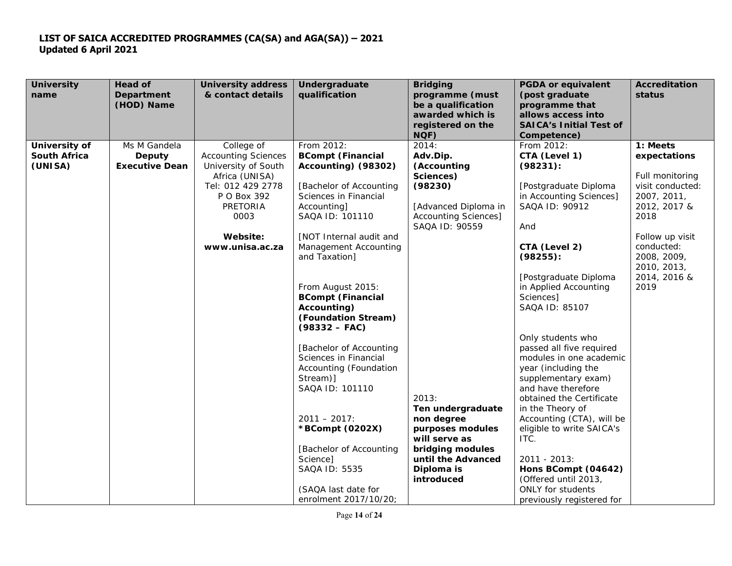**LIST OF SAICA ACCREDITED PROGRAMMES (CA(SA) and AGA(SA)) – 2021**
**Updated 6 April 2021**

| University name | Head of Department (HOD) Name | University address & contact details | Undergraduate qualification | Bridging programme (must be a qualification awarded which is registered on the NQF) | PGDA or equivalent (post graduate programme that allows access into SAICA's Initial Test of Competence) | Accreditation status |
|---|---|---|---|---|---|---|
| **University of South Africa (UNISA)** | Ms M Gandela<br>**Deputy Executive Dean** | College of Accounting Sciences<br>University of South Africa (UNISA)<br>Tel: 012 429 2778<br>P O Box 392<br>PRETORIA<br>0003<br><br>**Website:**<br>**www.unisa.ac.za** | From 2012:<br>**BCompt (Financial Accounting) (98302)**<br><br>[Bachelor of Accounting Sciences in Financial Accounting]<br>SAQA ID: 101110<br><br>[NOT Internal audit and Management Accounting and Taxation]<br><br>From August 2015:<br>**BCompt (Financial Accounting) (Foundation Stream) (98332 – FAC)**<br><br>[Bachelor of Accounting Sciences in Financial Accounting (Foundation Stream)]<br>SAQA ID: 101110<br><br>2011 – 2017:<br>***BCompt (0202X)**<br><br>[Bachelor of Accounting Science]<br>SAQA ID: 5535<br><br>(SAQA last date for enrolment 2017/10/20; | 2014:<br>**Adv.Dip. (Accounting Sciences) (98230)**<br><br>[Advanced Diploma in Accounting Sciences]<br>SAQA ID: 90559<br><br>2013:<br>**Ten undergraduate non degree purposes modules will serve as bridging modules until the Advanced Diploma is introduced** | From 2012:<br>**CTA (Level 1) (98231):**<br><br>[Postgraduate Diploma in Accounting Sciences]<br>SAQA ID: 90912<br><br>And<br><br>**CTA (Level 2) (98255):**<br><br>[Postgraduate Diploma in Applied Accounting Sciences]<br>SAQA ID: 85107<br><br>Only students who passed all five required modules in one academic year (including the supplementary exam) and have therefore obtained the Certificate in the Theory of Accounting (CTA), will be eligible to write SAICA's ITC.<br><br>2011 - 2013:<br>**Hons BCompt (04642)**<br>(Offered until 2013, ONLY for students previously registered for | **1: Meets expectations**<br><br>Full monitoring visit conducted: 2007, 2011, 2012, 2017 & 2018<br><br>Follow up visit conducted: 2008, 2009, 2010, 2013, 2014, 2016 & 2019 |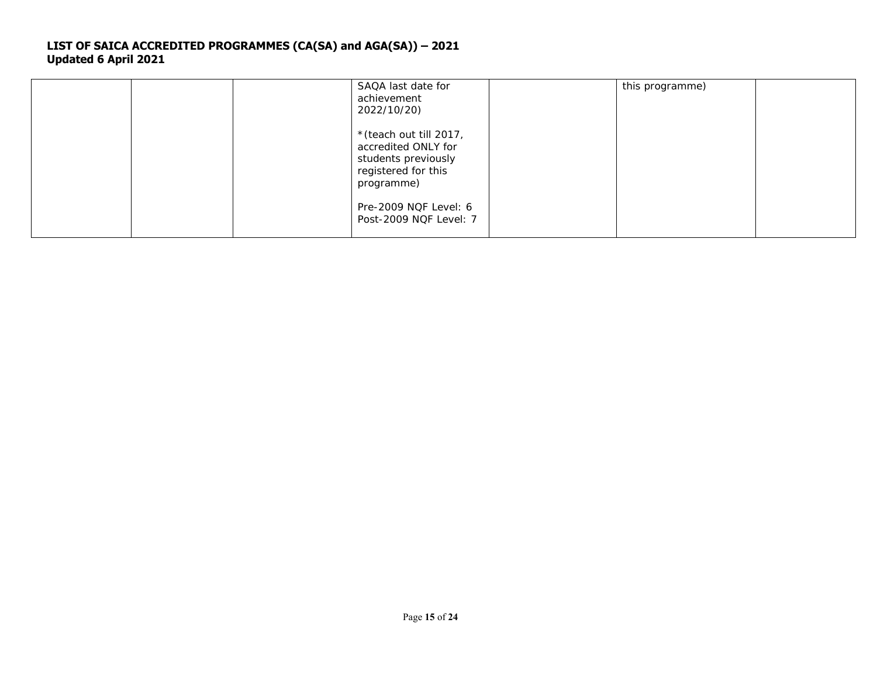| | | | | | | |
|---|---|---|---|---|---|---|
| | | | SAQA last date for achievement 2022/10/20)<br><br>*(teach out till 2017, accredited ONLY for students previously registered for this programme)<br><br>Pre-2009 NQF Level: 6<br>Post-2009 NQF Level: 7 | | this programme) | |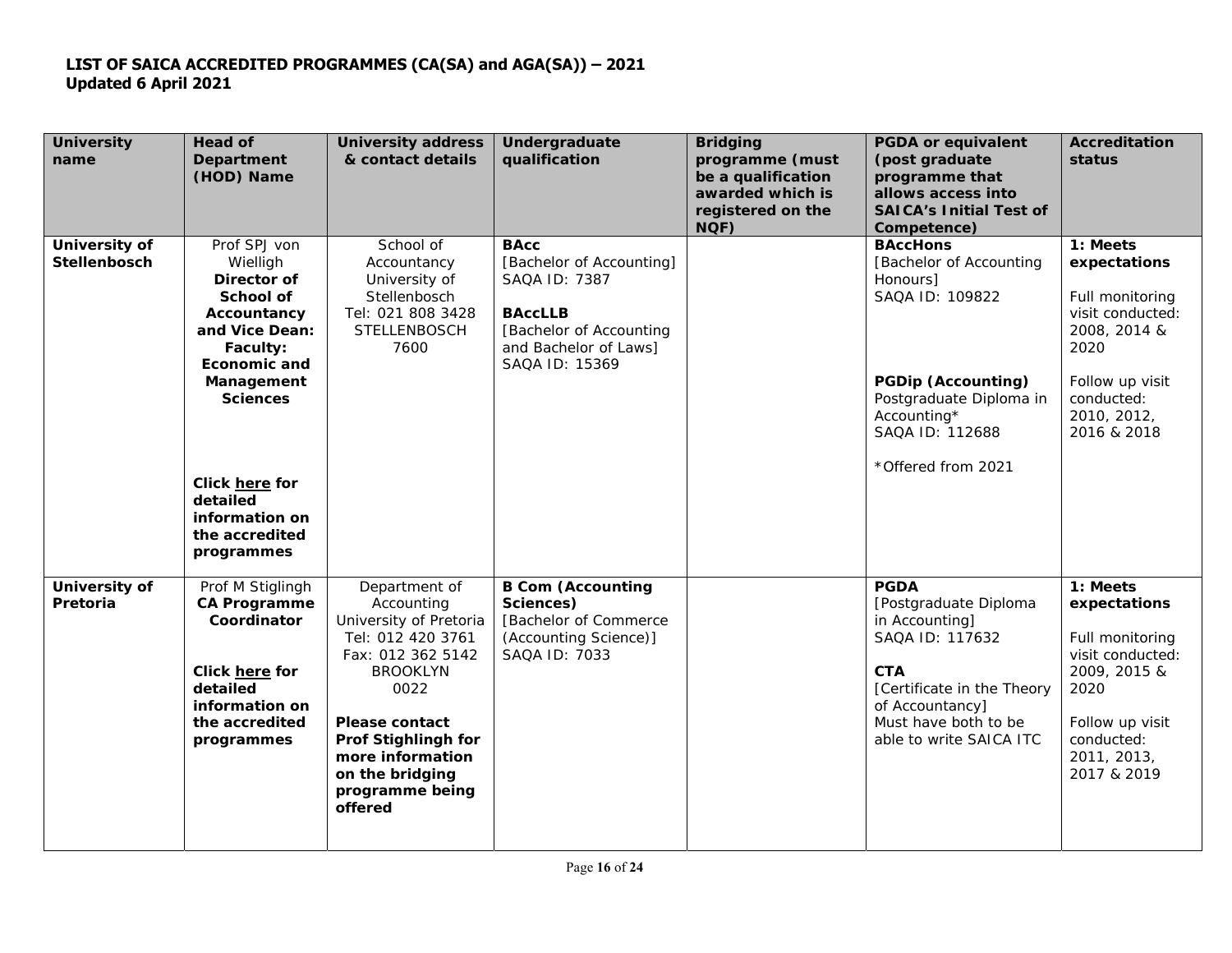**LIST OF SAICA ACCREDITED PROGRAMMES (CA(SA) and AGA(SA)) – 2021**
**Updated 6 April 2021**

| University name | Head of Department (HOD) Name | University address & contact details | Undergraduate qualification | Bridging programme (must be a qualification awarded which is registered on the NQF) | PGDA or equivalent (post graduate programme that allows access into SAICA's Initial Test of Competence) | Accreditation status |
|---|---|---|---|---|---|---|
| **University of Stellenbosch** | Prof SPJ von Wielligh<br>**Director of School of Accountancy and Vice Dean: Faculty: Economic and Management Sciences**<br><br>**Click here for detailed information on the accredited programmes** | School of Accountancy<br>University of Stellenbosch<br>Tel: 021 808 3428<br>STELLENBOSCH<br>7600 | **BAcc**<br>[Bachelor of Accounting]<br>SAQA ID: 7387<br><br>**BAccLLB**<br>[Bachelor of Accounting and Bachelor of Laws]<br>SAQA ID: 15369 | | **BAccHons**<br>[Bachelor of Accounting Honours]<br>SAQA ID: 109822<br><br>**PGDip (Accounting)**<br>Postgraduate Diploma in Accounting*<br>SAQA ID: 112688<br><br>*Offered from 2021 | **1: Meets expectations**<br><br>Full monitoring visit conducted: 2008, 2014 & 2020<br><br>Follow up visit conducted: 2010, 2012, 2016 & 2018 |
| **University of Pretoria** | Prof M Stiglingh<br>**CA Programme Coordinator**<br><br>**Click here for detailed information on the accredited programmes** | Department of Accounting<br>University of Pretoria<br>Tel: 012 420 3761<br>Fax: 012 362 5142<br>BROOKLYN<br>0022<br><br>**Please contact Prof Stighlingh for more information on the bridging programme being offered** | **B Com (Accounting Sciences)**<br>[Bachelor of Commerce (Accounting Science)]<br>SAQA ID: 7033 | | **PGDA**<br>[Postgraduate Diploma in Accounting]<br>SAQA ID: 117632<br><br>**CTA**<br>[Certificate in the Theory of Accountancy]<br>Must have both to be able to write SAICA ITC | **1: Meets expectations**<br><br>Full monitoring visit conducted: 2009, 2015 & 2020<br><br>Follow up visit conducted: 2011, 2013, 2017 & 2019 |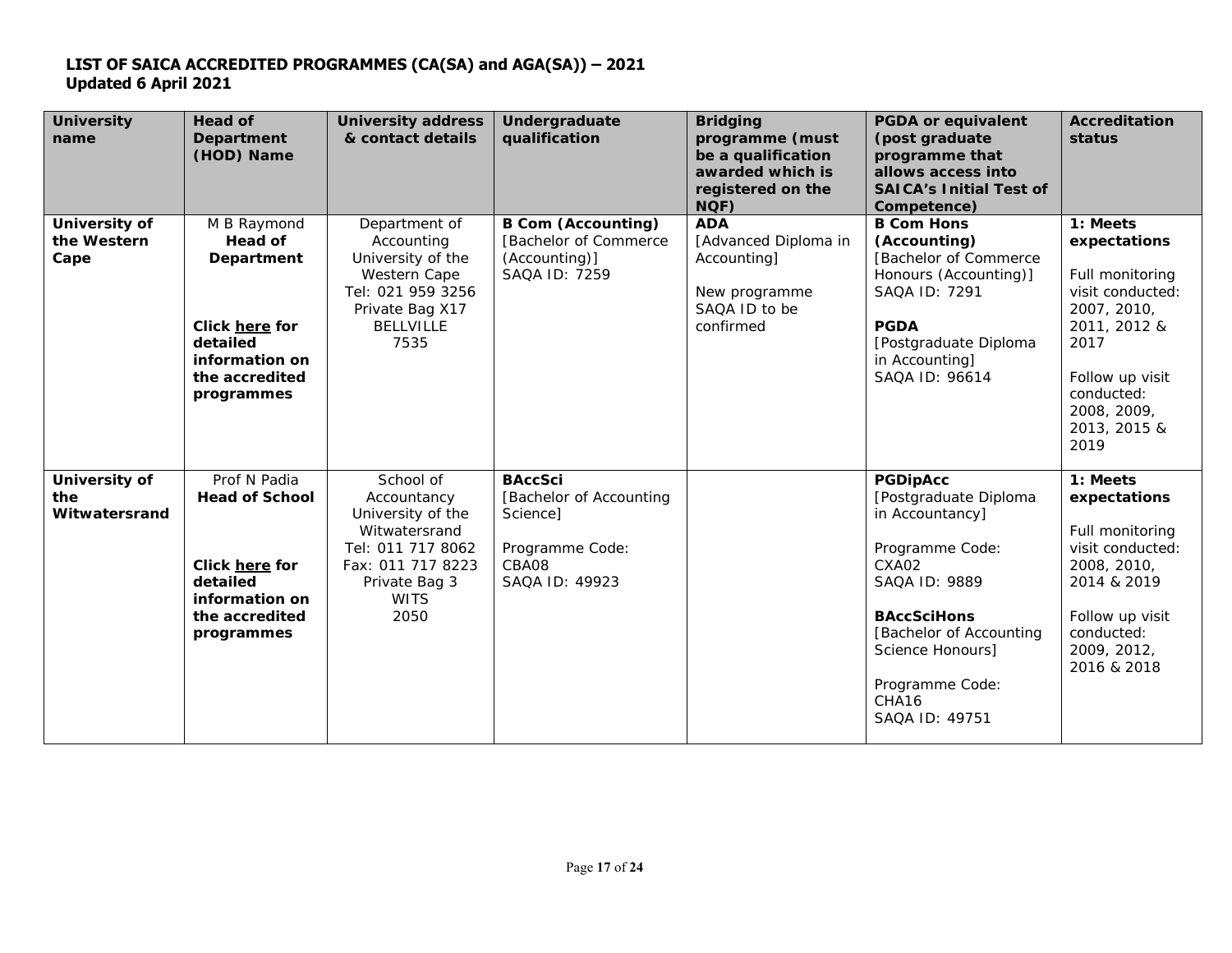**LIST OF SAICA ACCREDITED PROGRAMMES (CA(SA) and AGA(SA)) – 2021**
**Updated 6 April 2021**

| University name | Head of Department (HOD) Name | University address & contact details | Undergraduate qualification | Bridging programme (must be a qualification awarded which is registered on the NQF) | PGDA or equivalent (post graduate programme that allows access into SAICA's Initial Test of Competence) | Accreditation status |
|---|---|---|---|---|---|---|
| **University of the Western Cape** | M B Raymond<br>**Head of Department**<br><br>**Click here for detailed information on the accredited programmes** | Department of Accounting<br>University of the Western Cape<br>Tel: 021 959 3256<br>Private Bag X17<br>BELLVILLE<br>7535 | **B Com (Accounting)**<br>[Bachelor of Commerce (Accounting)]<br>SAQA ID: 7259 | **ADA**<br>[Advanced Diploma in Accounting]<br><br>New programme<br>SAQA ID to be confirmed | **B Com Hons (Accounting)**<br>[Bachelor of Commerce Honours (Accounting)]<br>SAQA ID: 7291<br><br>**PGDA**<br>[Postgraduate Diploma in Accounting]<br>SAQA ID: 96614 | **1: Meets expectations**<br><br>Full monitoring visit conducted: 2007, 2010, 2011, 2012 & 2017<br><br>Follow up visit conducted: 2008, 2009, 2013, 2015 & 2019 |
| **University of the Witwatersrand** | Prof N Padia<br>**Head of School**<br><br>**Click here for detailed information on the accredited programmes** | School of Accountancy<br>University of the Witwatersrand<br>Tel: 011 717 8062<br>Fax: 011 717 8223<br>Private Bag 3<br>WITS<br>2050 | **BAccSci**<br>[Bachelor of Accounting Science]<br><br>Programme Code: CBA08<br>SAQA ID: 49923 | | **PGDipAcc**<br>[Postgraduate Diploma in Accountancy]<br><br>Programme Code: CXA02<br>SAQA ID: 9889<br><br>**BAccSciHons**<br>[Bachelor of Accounting Science Honours]<br><br>Programme Code: CHA16<br>SAQA ID: 49751 | **1: Meets expectations**<br><br>Full monitoring visit conducted: 2008, 2010, 2014 & 2019<br><br>Follow up visit conducted: 2009, 2012, 2016 & 2018 |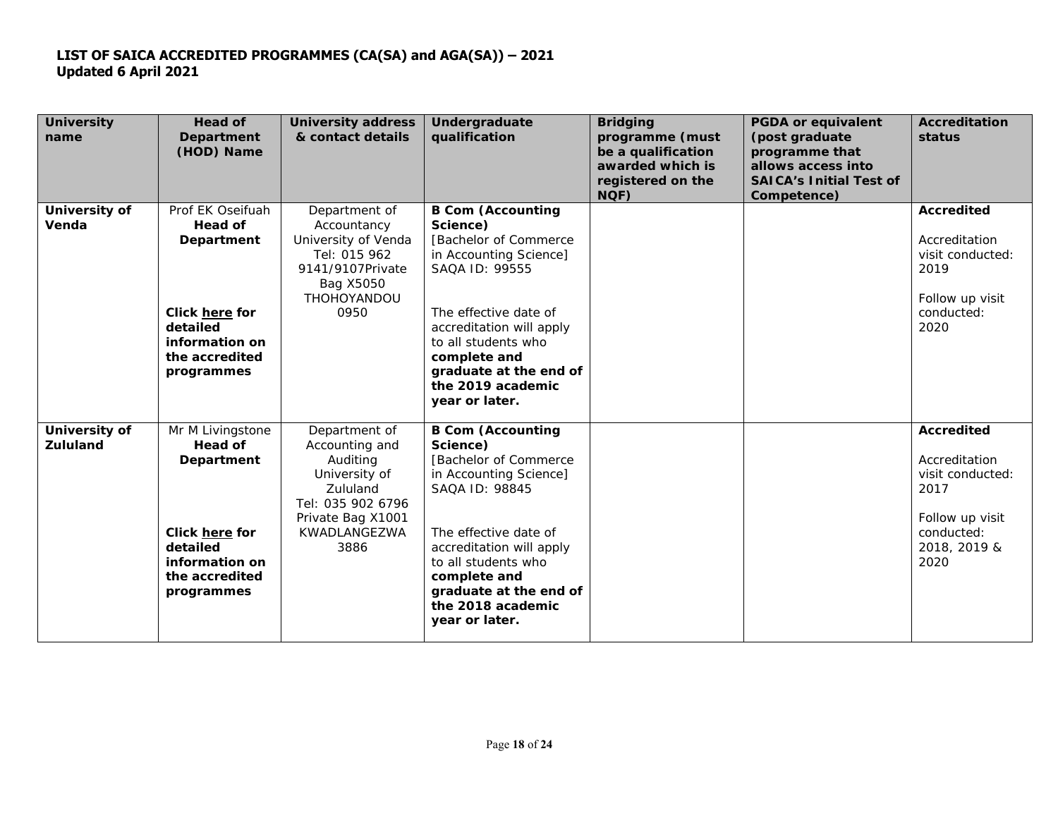**LIST OF SAICA ACCREDITED PROGRAMMES (CA(SA) and AGA(SA)) – 2021**
**Updated 6 April 2021**

| University name | Head of Department (HOD) Name | University address & contact details | Undergraduate qualification | Bridging programme (must be a qualification awarded which is registered on the NQF) | PGDA or equivalent (post graduate programme that allows access into SAICA's Initial Test of Competence) | Accreditation status |
|---|---|---|---|---|---|---|
| **University of Venda** | Prof EK Oseifuah<br>**Head of Department**<br><br>**Click here for detailed information on the accredited programmes** | Department of Accountancy<br>University of Venda<br>Tel: 015 962 9141/9107Private Bag X5050<br>THOHOYANDOU<br>0950 | **B Com (Accounting Science)**<br>[Bachelor of Commerce in Accounting Science]<br>SAQA ID: 99555<br><br>The effective date of accreditation will apply to all students who **complete and graduate at the end of the 2019 academic year or later.** | | | **Accredited**<br><br>Accreditation visit conducted: 2019<br><br>Follow up visit conducted: 2020 |
| **University of Zululand** | Mr M Livingstone<br>**Head of Department**<br><br>**Click here for detailed information on the accredited programmes** | Department of Accounting and Auditing<br>University of Zululand<br>Tel: 035 902 6796<br>Private Bag X1001<br>KWADLANGEZWA<br>3886 | **B Com (Accounting Science)**<br>[Bachelor of Commerce in Accounting Science]<br>SAQA ID: 98845<br><br>The effective date of accreditation will apply to all students who **complete and graduate at the end of the 2018 academic year or later.** | | | **Accredited**<br><br>Accreditation visit conducted: 2017<br><br>Follow up visit conducted: 2018, 2019 & 2020 |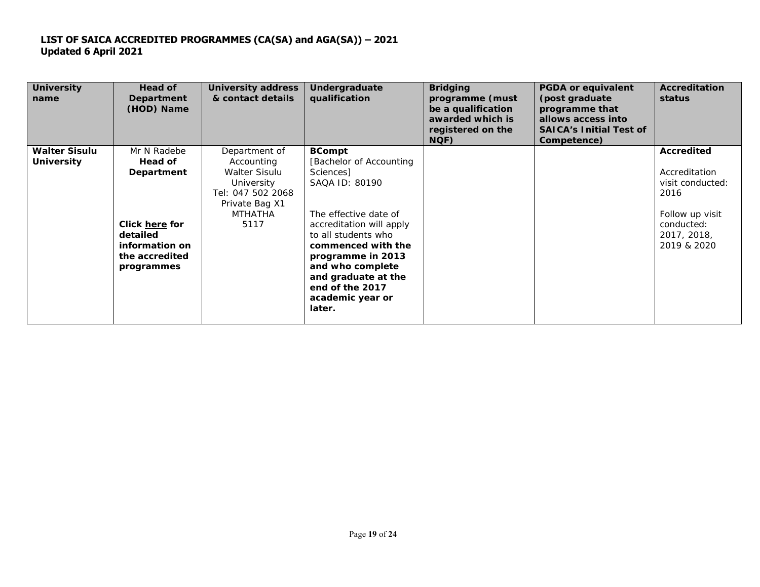**LIST OF SAICA ACCREDITED PROGRAMMES (CA(SA) and AGA(SA)) – 2021**
**Updated 6 April 2021**

| University name | Head of Department (HOD) Name | University address & contact details | Undergraduate qualification | Bridging programme (must be a qualification awarded which is registered on the NQF) | PGDA or equivalent (post graduate programme that allows access into SAICA's Initial Test of Competence) | Accreditation status |
|---|---|---|---|---|---|---|
| **Walter Sisulu University** | Mr N Radebe<br>**Head of Department**<br><br>**Click here for detailed information on the accredited programmes** | Department of Accounting<br>Walter Sisulu University<br>Tel: 047 502 2068<br>Private Bag X1<br>MTHATHA<br>5117 | **BCompt**<br>[Bachelor of Accounting Sciences]<br>SAQA ID: 80190<br><br>The effective date of accreditation will apply to all students who **commenced with the programme in 2013 and who complete and graduate at the end of the 2017 academic year or later.** | | | **Accredited**<br><br>Accreditation visit conducted: 2016<br><br>Follow up visit conducted: 2017, 2018, 2019 & 2020 |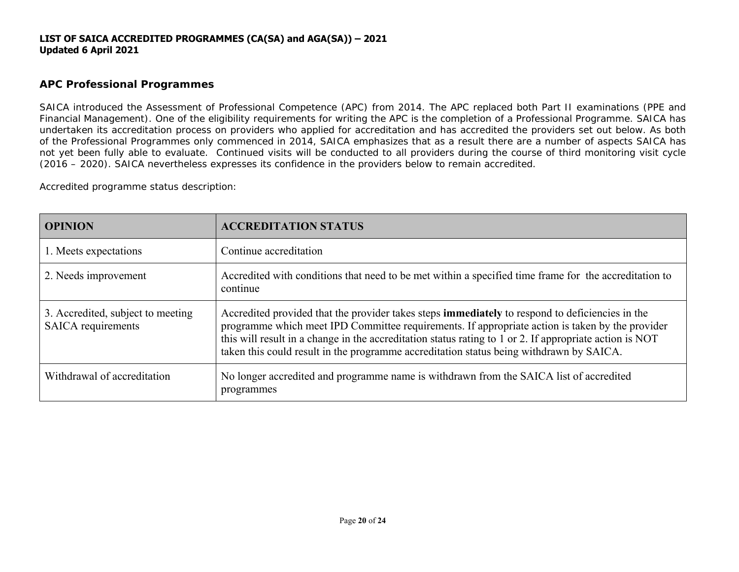**LIST OF SAICA ACCREDITED PROGRAMMES (CA(SA) and AGA(SA)) – 2021**
**Updated 6 April 2021**

## APC Professional Programmes

SAICA introduced the Assessment of Professional Competence (APC) from 2014. The APC replaced both Part II examinations (PPE and Financial Management). One of the eligibility requirements for writing the APC is the completion of a Professional Programme. SAICA has undertaken its accreditation process on providers who applied for accreditation and has accredited the providers set out below. As both of the Professional Programmes only commenced in 2014, SAICA emphasizes that as a result there are a number of aspects SAICA has not yet been fully able to evaluate. Continued visits will be conducted to all providers during the course of third monitoring visit cycle (2016 – 2020). SAICA nevertheless expresses its confidence in the providers below to remain accredited.

Accredited programme status description:

| OPINION | ACCREDITATION STATUS |
|---|---|
| 1. Meets expectations | Continue accreditation |
| 2. Needs improvement | Accredited with conditions that need to be met within a specified time frame for the accreditation to continue |
| 3. Accredited, subject to meeting SAICA requirements | Accredited provided that the provider takes steps **immediately** to respond to deficiencies in the programme which meet IPD Committee requirements. If appropriate action is taken by the provider this will result in a change in the accreditation status rating to 1 or 2. If appropriate action is NOT taken this could result in the programme accreditation status being withdrawn by SAICA. |
| Withdrawal of accreditation | No longer accredited and programme name is withdrawn from the SAICA list of accredited programmes |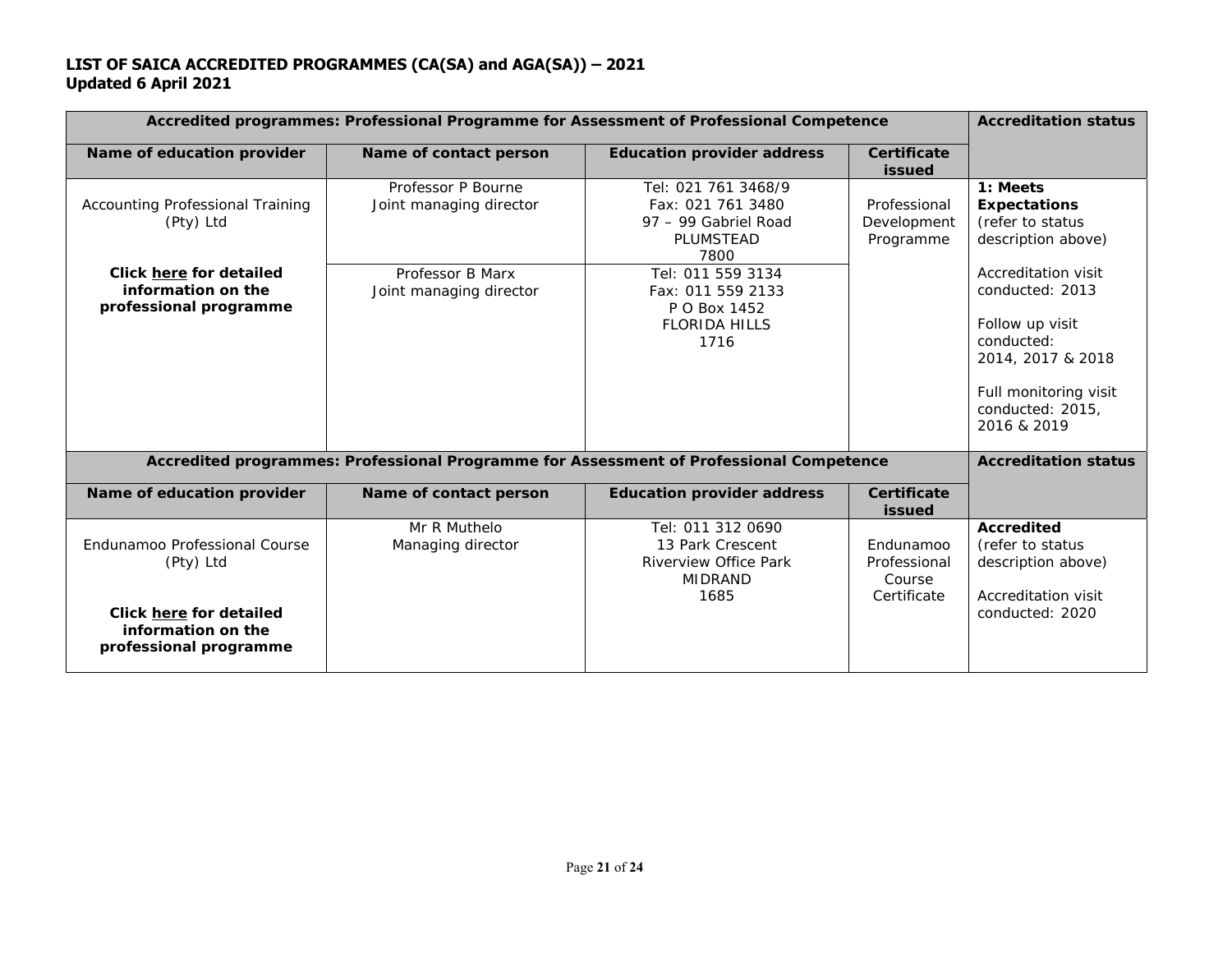**LIST OF SAICA ACCREDITED PROGRAMMES (CA(SA) and AGA(SA)) – 2021**
**Updated 6 April 2021**

| **Accredited programmes: Professional Programme for Assessment of Professional Competence** | | | | **Accreditation status** |
|---|---|---|---|---|
| **Name of education provider** | **Name of contact person** | **Education provider address** | **Certificate issued** | |
| Accounting Professional Training (Pty) Ltd<br><br>**Click here for detailed information on the professional programme** | Professor P Bourne<br>Joint managing director<br><br>Professor B Marx<br>Joint managing director | Tel: 021 761 3468/9<br>Fax: 021 761 3480<br>97 – 99 Gabriel Road<br>PLUMSTEAD<br>7800<br><br>Tel: 011 559 3134<br>Fax: 011 559 2133<br>P O Box 1452<br>FLORIDA HILLS<br>1716 | Professional Development Programme | **1: Meets Expectations**<br>(refer to status description above)<br><br>Accreditation visit conducted: 2013<br><br>Follow up visit conducted: 2014, 2017 & 2018<br><br>Full monitoring visit conducted: 2015, 2016 & 2019 |

| **Accredited programmes: Professional Programme for Assessment of Professional Competence** | | | | **Accreditation status** |
|---|---|---|---|---|
| **Name of education provider** | **Name of contact person** | **Education provider address** | **Certificate issued** | |
| Endunamoo Professional Course (Pty) Ltd<br><br>**Click here for detailed information on the professional programme** | Mr R Muthelo<br>Managing director | Tel: 011 312 0690<br>13 Park Crescent<br>Riverview Office Park<br>MIDRAND<br>1685 | Endunamoo Professional Course Certificate | **Accredited**<br>(refer to status description above)<br><br>Accreditation visit conducted: 2020 |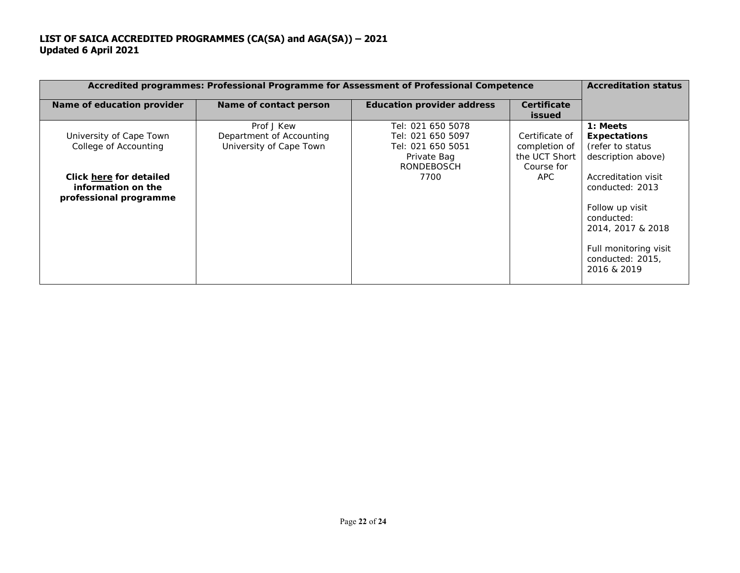**LIST OF SAICA ACCREDITED PROGRAMMES (CA(SA) and AGA(SA)) – 2021**
**Updated 6 April 2021**

| **Accredited programmes: Professional Programme for Assessment of Professional Competence** | | | | **Accreditation status** |
|---|---|---|---|---|
| **Name of education provider** | **Name of contact person** | **Education provider address** | **Certificate issued** | |
| University of Cape Town College of Accounting<br><br>**Click here for detailed information on the professional programme** | Prof J Kew<br>Department of Accounting<br>University of Cape Town | Tel: 021 650 5078<br>Tel: 021 650 5097<br>Tel: 021 650 5051<br>Private Bag<br>RONDEBOSCH<br>7700 | Certificate of completion of the UCT Short Course for APC | **1: Meets Expectations** (refer to status description above)<br><br>Accreditation visit conducted: 2013<br><br>Follow up visit conducted: 2014, 2017 & 2018<br><br>Full monitoring visit conducted: 2015, 2016 & 2019 |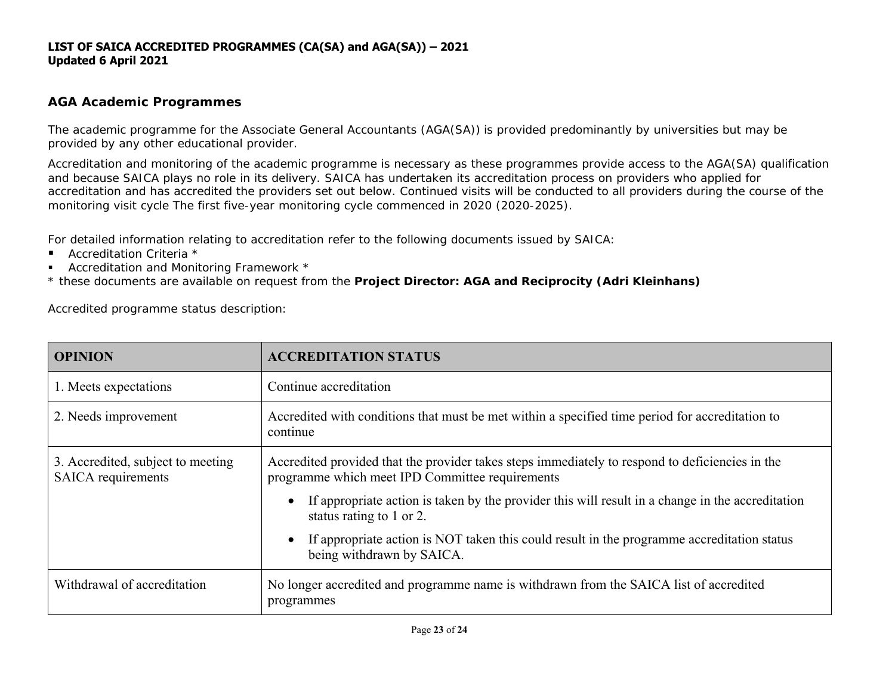**LIST OF SAICA ACCREDITED PROGRAMMES (CA(SA) and AGA(SA)) – 2021**
**Updated 6 April 2021**

## AGA Academic Programmes

The academic programme for the Associate General Accountants (AGA(SA)) is provided predominantly by universities but may be provided by any other educational provider.

Accreditation and monitoring of the academic programme is necessary as these programmes provide access to the AGA(SA) qualification and because SAICA plays no role in its delivery. SAICA has undertaken its accreditation process on providers who applied for accreditation and has accredited the providers set out below. Continued visits will be conducted to all providers during the course of the monitoring visit cycle The first five-year monitoring cycle commenced in 2020 (2020-2025).

For detailed information relating to accreditation refer to the following documents issued by SAICA:

- Accreditation Criteria *
- Accreditation and Monitoring Framework *

* these documents are available on request from the **Project Director: AGA and Reciprocity (Adri Kleinhans)**

Accredited programme status description:

| OPINION | ACCREDITATION STATUS |
| --- | --- |
| 1. Meets expectations | Continue accreditation |
| 2. Needs improvement | Accredited with conditions that must be met within a specified time period for accreditation to continue |
| 3. Accredited, subject to meeting SAICA requirements | Accredited provided that the provider takes steps immediately to respond to deficiencies in the programme which meet IPD Committee requirements<br>• If appropriate action is taken by the provider this will result in a change in the accreditation status rating to 1 or 2.<br>• If appropriate action is NOT taken this could result in the programme accreditation status being withdrawn by SAICA. |
| Withdrawal of accreditation | No longer accredited and programme name is withdrawn from the SAICA list of accredited programmes |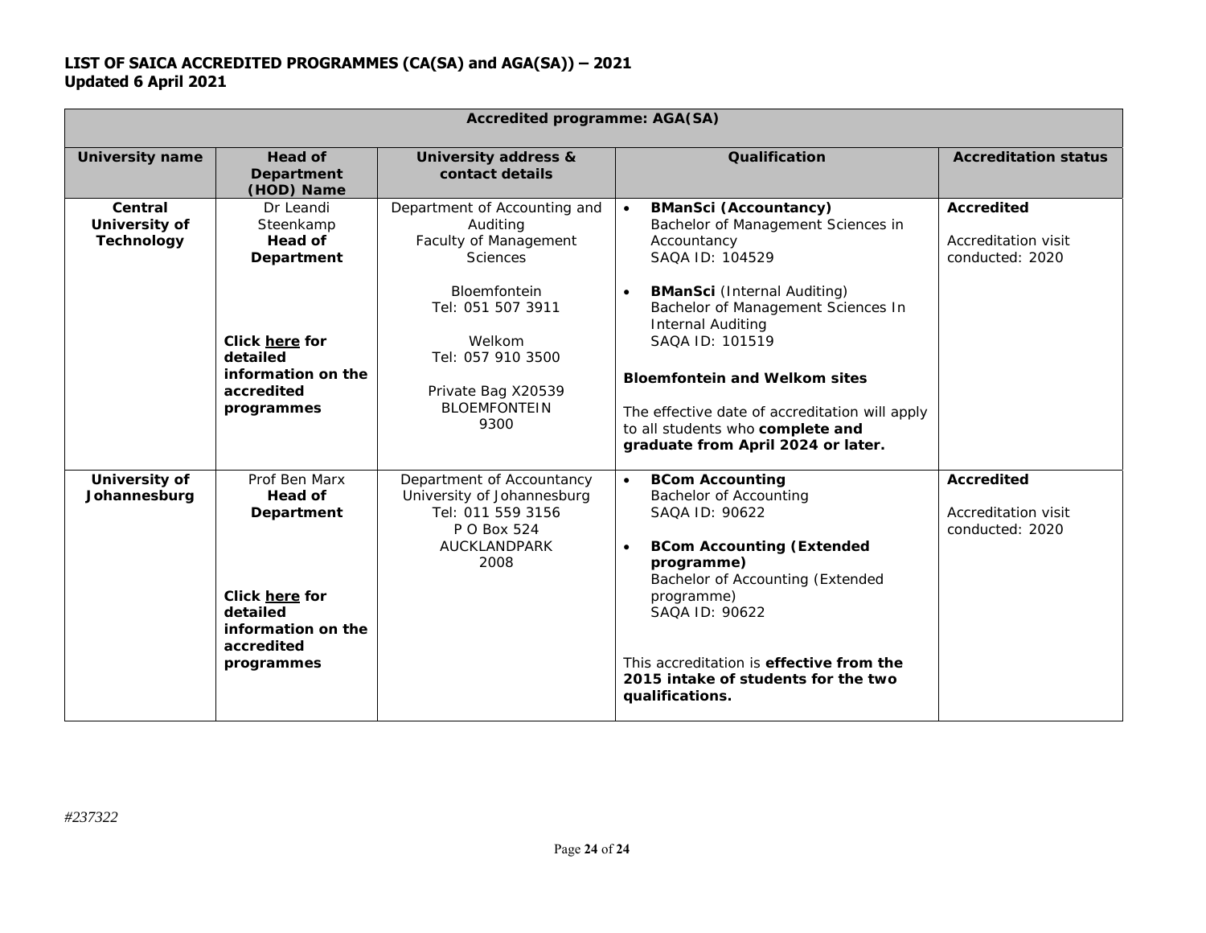**LIST OF SAICA ACCREDITED PROGRAMMES (CA(SA) and AGA(SA)) – 2021**
**Updated 6 April 2021**

| Accredited programme: AGA(SA) | | | | |
|---|---|---|---|---|
| **University name** | **Head of Department (HOD) Name** | **University address & contact details** | **Qualification** | **Accreditation status** |
| **Central University of Technology** | Dr Leandi Steenkamp<br>**Head of Department**<br><br>**Click here for detailed information on the accredited programmes** | Department of Accounting and Auditing<br>Faculty of Management Sciences<br><br>Bloemfontein<br>Tel: 051 507 3911<br><br>Welkom<br>Tel: 057 910 3500<br><br>Private Bag X20539<br>BLOEMFONTEIN<br>9300 | • **BManSci (Accountancy)**<br>Bachelor of Management Sciences in Accountancy<br>SAQA ID: 104529<br><br>• **BManSci** (Internal Auditing)<br>Bachelor of Management Sciences In Internal Auditing<br>SAQA ID: 101519<br><br>**Bloemfontein and Welkom sites**<br><br>The effective date of accreditation will apply to all students who **complete and graduate from April 2024 or later.** | **Accredited**<br><br>Accreditation visit conducted: 2020 |
| **University of Johannesburg** | Prof Ben Marx<br>**Head of Department**<br><br>**Click here for detailed information on the accredited programmes** | Department of Accountancy<br>University of Johannesburg<br>Tel: 011 559 3156<br>P O Box 524<br>AUCKLANDPARK<br>2008 | • **BCom Accounting**<br>Bachelor of Accounting<br>SAQA ID: 90622<br><br>• **BCom Accounting (Extended programme)**<br>Bachelor of Accounting (Extended programme)<br>SAQA ID: 90622<br><br>This accreditation is **effective from the 2015 intake of students for the two qualifications.** | **Accredited**<br><br>Accreditation visit conducted: 2020 |

*#237322*